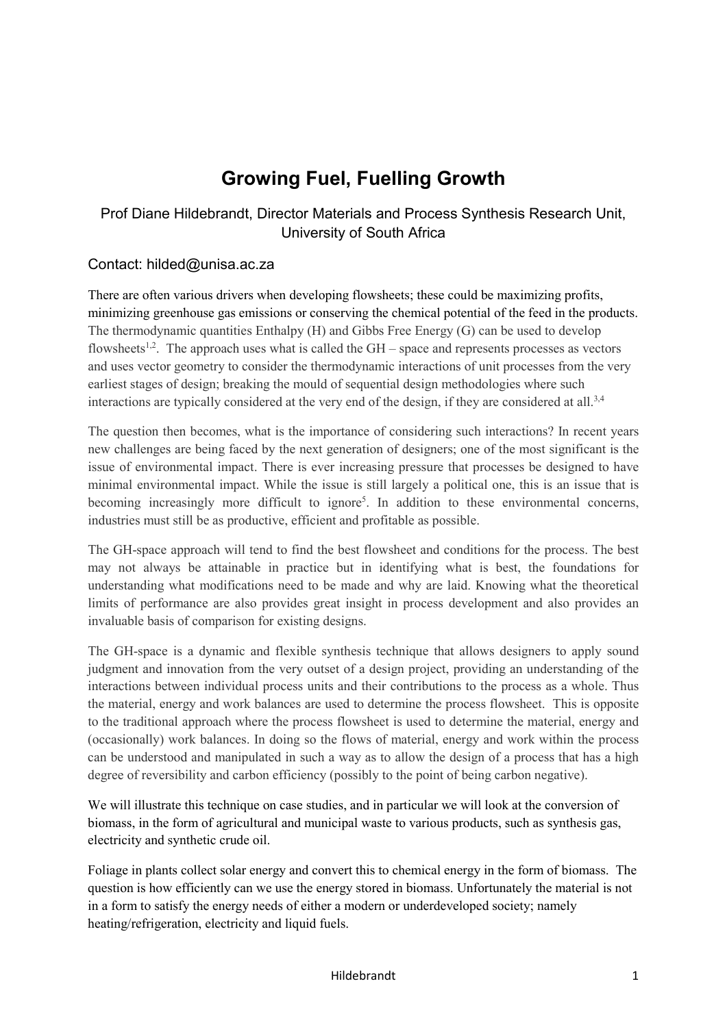# Growing Fuel, Fuelling Growth

Prof Diane Hildebrandt, Director Materials and Process Synthesis Research Unit, University of South Africa

Contact: hilded@unisa.ac.za

There are often various drivers when developing flowsheets; these could be maximizing profits, minimizing greenhouse gas emissions or conserving the chemical potential of the feed in the products. The thermodynamic quantities Enthalpy (H) and Gibbs Free Energy (G) can be used to develop flowsheets[1,2]. The approach uses what is called the GH – space and represents processes as vectors and uses vector geometry to consider the thermodynamic interactions of unit processes from the very earliest stages of design; breaking the mould of sequential design methodologies where such interactions are typically considered at the very end of the design, if they are considered at all.[3,4]

The question then becomes, what is the importance of considering such interactions? In recent years new challenges are being faced by the next generation of designers; one of the most significant is the issue of environmental impact. There is ever increasing pressure that processes be designed to have minimal environmental impact. While the issue is still largely a political one, this is an issue that is becoming increasingly more difficult to ignore[5]. In addition to these environmental concerns, industries must still be as productive, efficient and profitable as possible.

The GH-space approach will tend to find the best flowsheet and conditions for the process. The best may not always be attainable in practice but in identifying what is best, the foundations for understanding what modifications need to be made and why are laid. Knowing what the theoretical limits of performance are also provides great insight in process development and also provides an invaluable basis of comparison for existing designs.

The GH-space is a dynamic and flexible synthesis technique that allows designers to apply sound judgment and innovation from the very outset of a design project, providing an understanding of the interactions between individual process units and their contributions to the process as a whole. Thus the material, energy and work balances are used to determine the process flowsheet. This is opposite to the traditional approach where the process flowsheet is used to determine the material, energy and (occasionally) work balances. In doing so the flows of material, energy and work within the process can be understood and manipulated in such a way as to allow the design of a process that has a high degree of reversibility and carbon efficiency (possibly to the point of being carbon negative).

We will illustrate this technique on case studies, and in particular we will look at the conversion of biomass, in the form of agricultural and municipal waste to various products, such as synthesis gas, electricity and synthetic crude oil.

Foliage in plants collect solar energy and convert this to chemical energy in the form of biomass. The question is how efficiently can we use the energy stored in biomass. Unfortunately the material is not in a form to satisfy the energy needs of either a modern or underdeveloped society; namely heating/refrigeration, electricity and liquid fuels.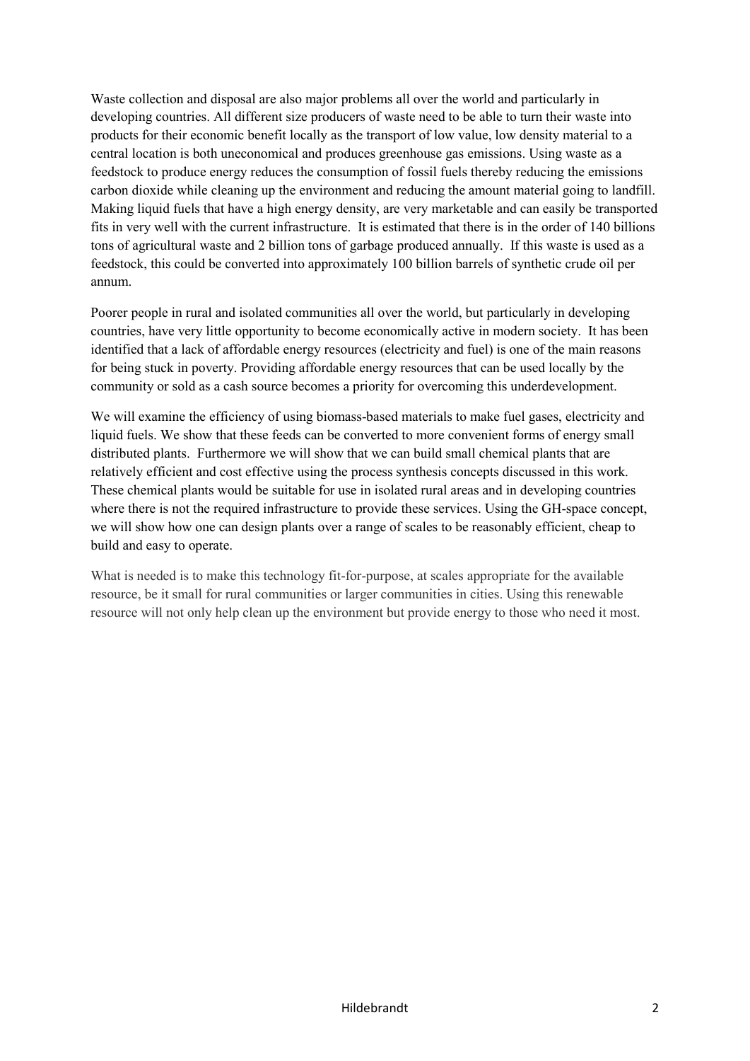Waste collection and disposal are also major problems all over the world and particularly in developing countries. All different size producers of waste need to be able to turn their waste into products for their economic benefit locally as the transport of low value, low density material to a central location is both uneconomical and produces greenhouse gas emissions. Using waste as a feedstock to produce energy reduces the consumption of fossil fuels thereby reducing the emissions carbon dioxide while cleaning up the environment and reducing the amount material going to landfill. Making liquid fuels that have a high energy density, are very marketable and can easily be transported fits in very well with the current infrastructure. It is estimated that there is in the order of 140 billions tons of agricultural waste and 2 billion tons of garbage produced annually. If this waste is used as a feedstock, this could be converted into approximately 100 billion barrels of synthetic crude oil per annum.

Poorer people in rural and isolated communities all over the world, but particularly in developing countries, have very little opportunity to become economically active in modern society. It has been identified that a lack of affordable energy resources (electricity and fuel) is one of the main reasons for being stuck in poverty. Providing affordable energy resources that can be used locally by the community or sold as a cash source becomes a priority for overcoming this underdevelopment.

We will examine the efficiency of using biomass-based materials to make fuel gases, electricity and liquid fuels. We show that these feeds can be converted to more convenient forms of energy small distributed plants. Furthermore we will show that we can build small chemical plants that are relatively efficient and cost effective using the process synthesis concepts discussed in this work. These chemical plants would be suitable for use in isolated rural areas and in developing countries where there is not the required infrastructure to provide these services. Using the GH-space concept, we will show how one can design plants over a range of scales to be reasonably efficient, cheap to build and easy to operate.

What is needed is to make this technology fit-for-purpose, at scales appropriate for the available resource, be it small for rural communities or larger communities in cities. Using this renewable resource will not only help clean up the environment but provide energy to those who need it most.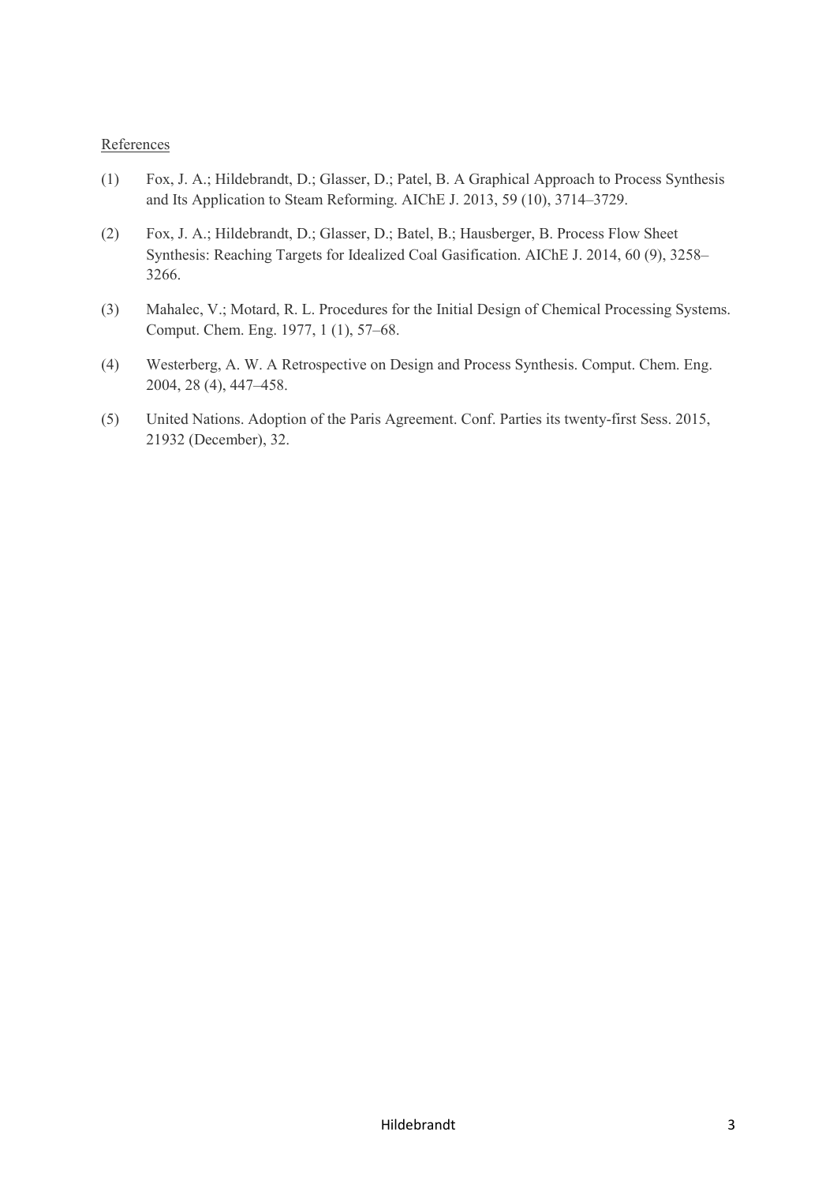References

(1) Fox, J. A.; Hildebrandt, D.; Glasser, D.; Patel, B. A Graphical Approach to Process Synthesis and Its Application to Steam Reforming. AIChE J. 2013, 59 (10), 3714–3729.

(2) Fox, J. A.; Hildebrandt, D.; Glasser, D.; Batel, B.; Hausberger, B. Process Flow Sheet Synthesis: Reaching Targets for Idealized Coal Gasification. AIChE J. 2014, 60 (9), 3258–3266.

(3) Mahalec, V.; Motard, R. L. Procedures for the Initial Design of Chemical Processing Systems. Comput. Chem. Eng. 1977, 1 (1), 57–68.

(4) Westerberg, A. W. A Retrospective on Design and Process Synthesis. Comput. Chem. Eng. 2004, 28 (4), 447–458.

(5) United Nations. Adoption of the Paris Agreement. Conf. Parties its twenty-first Sess. 2015, 21932 (December), 32.